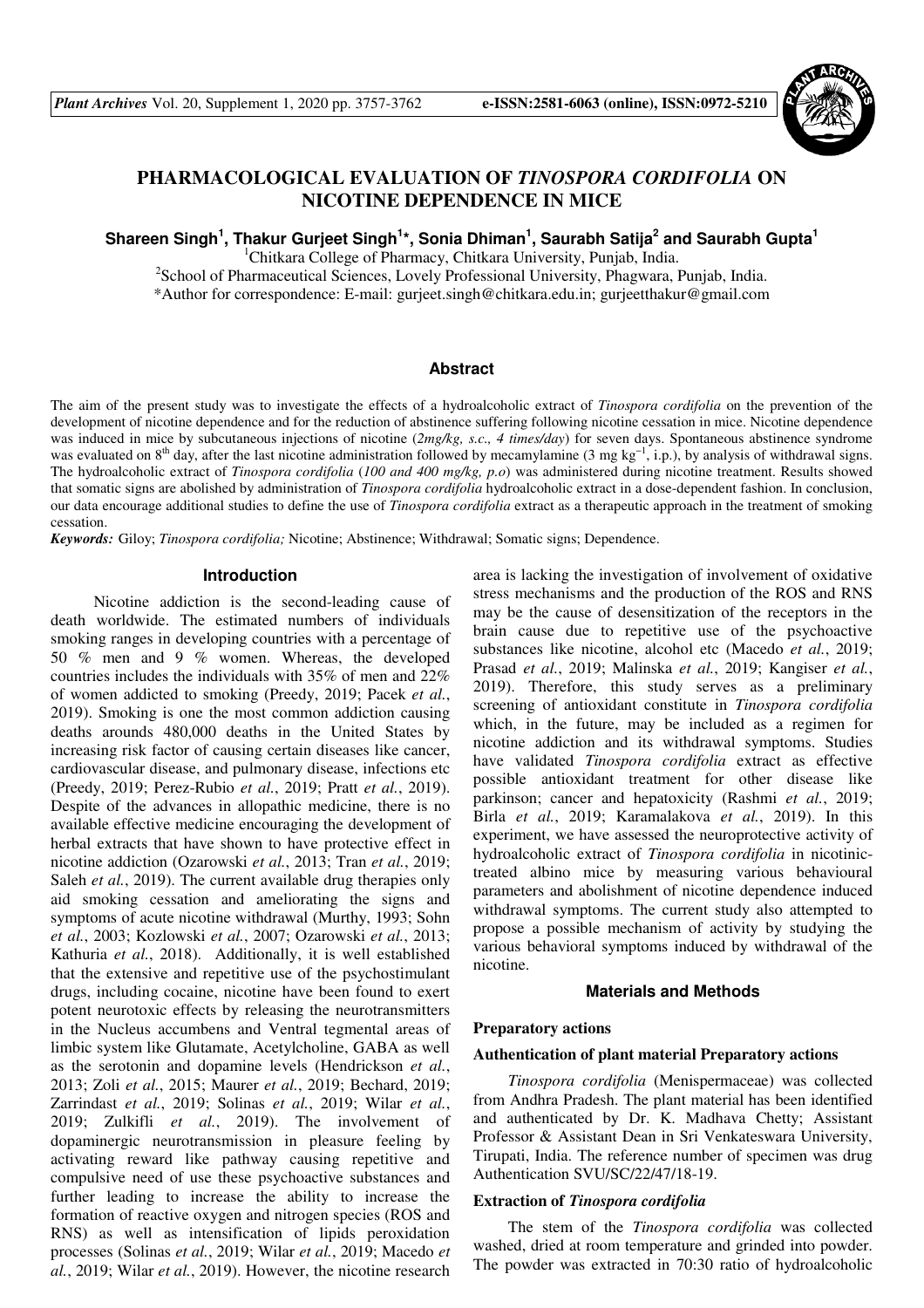# PHARMACOLOGICAL EVALUATION OF *TINOSPORA CORDIFOLIA* ON NICOTINE DEPENDENCE IN MICE

**Shareen Singh[1], Thakur Gurjeet Singh[1]*, Sonia Dhiman[1], Saurabh Satija[2] and Saurabh Gupta[1]**

[1]Chitkara College of Pharmacy, Chitkara University, Punjab, India.
[2]School of Pharmaceutical Sciences, Lovely Professional University, Phagwara, Punjab, India.
*Author for correspondence: E-mail: gurjeet.singh@chitkara.edu.in; gurjeetthakur@gmail.com

## Abstract

The aim of the present study was to investigate the effects of a hydroalcoholic extract of *Tinospora cordifolia* on the prevention of the development of nicotine dependence and for the reduction of abstinence suffering following nicotine cessation in mice. Nicotine dependence was induced in mice by subcutaneous injections of nicotine (*2mg/kg, s.c., 4 times/day*) for seven days. Spontaneous abstinence syndrome was evaluated on 8[th] day, after the last nicotine administration followed by mecamylamine (3 mg $kg^{-1}$, i.p.), by analysis of withdrawal signs. The hydroalcoholic extract of *Tinospora cordifolia* (*100 and 400 mg/kg, p.o*) was administered during nicotine treatment. Results showed that somatic signs are abolished by administration of *Tinospora cordifolia* hydroalcoholic extract in a dose-dependent fashion. In conclusion, our data encourage additional studies to define the use of *Tinospora cordifolia* extract as a therapeutic approach in the treatment of smoking cessation.

*Keywords:* Giloy; *Tinospora cordifolia;* Nicotine; Abstinence; Withdrawal; Somatic signs; Dependence.

## Introduction

Nicotine addiction is the second-leading cause of death worldwide. The estimated numbers of individuals smoking ranges in developing countries with a percentage of 50 % men and 9 % women. Whereas, the developed countries includes the individuals with 35% of men and 22% of women addicted to smoking (Preedy, 2019; Pacek *et al.*, 2019). Smoking is one the most common addiction causing deaths arounds 480,000 deaths in the United States by increasing risk factor of causing certain diseases like cancer, cardiovascular disease, and pulmonary disease, infections etc (Preedy, 2019; Perez-Rubio *et al.*, 2019; Pratt *et al.*, 2019). Despite of the advances in allopathic medicine, there is no available effective medicine encouraging the development of herbal extracts that have shown to have protective effect in nicotine addiction (Ozarowski *et al.*, 2013; Tran *et al.*, 2019; Saleh *et al.*, 2019). The current available drug therapies only aid smoking cessation and ameliorating the signs and symptoms of acute nicotine withdrawal (Murthy, 1993; Sohn *et al.*, 2003; Kozlowski *et al.*, 2007; Ozarowski *et al.*, 2013; Kathuria *et al.*, 2018). Additionally, it is well established that the extensive and repetitive use of the psychostimulant drugs, including cocaine, nicotine have been found to exert potent neurotoxic effects by releasing the neurotransmitters in the Nucleus accumbens and Ventral tegmental areas of limbic system like Glutamate, Acetylcholine, GABA as well as the serotonin and dopamine levels (Hendrickson *et al.*, 2013; Zoli *et al.*, 2015; Maurer *et al.*, 2019; Bechard, 2019; Zarrindast *et al.*, 2019; Solinas *et al.*, 2019; Wilar *et al.*, 2019; Zulkifli *et al.*, 2019). The involvement of dopaminergic neurotransmission in pleasure feeling by activating reward like pathway causing repetitive and compulsive need of use these psychoactive substances and further leading to increase the ability to increase the formation of reactive oxygen and nitrogen species (ROS and RNS) as well as intensification of lipids peroxidation processes (Solinas *et al.*, 2019; Wilar *et al.*, 2019; Macedo *et al.*, 2019; Wilar *et al.*, 2019). However, the nicotine research area is lacking the investigation of involvement of oxidative stress mechanisms and the production of the ROS and RNS may be the cause of desensitization of the receptors in the brain cause due to repetitive use of the psychoactive substances like nicotine, alcohol etc (Macedo *et al.*, 2019; Prasad *et al.*, 2019; Malinska *et al.*, 2019; Kangiser *et al.*, 2019). Therefore, this study serves as a preliminary screening of antioxidant constitute in *Tinospora cordifolia* which, in the future, may be included as a regimen for nicotine addiction and its withdrawal symptoms. Studies have validated *Tinospora cordifolia* extract as effective possible antioxidant treatment for other disease like parkinson; cancer and hepatoxicity (Rashmi *et al.*, 2019; Birla *et al.*, 2019; Karamalakova *et al.*, 2019). In this experiment, we have assessed the neuroprotective activity of hydroalcoholic extract of *Tinospora cordifolia* in nicotinic-treated albino mice by measuring various behavioural parameters and abolishment of nicotine dependence induced withdrawal symptoms. The current study also attempted to propose a possible mechanism of activity by studying the various behavioral symptoms induced by withdrawal of the nicotine.

## Materials and Methods

### Preparatory actions

### Authentication of plant material Preparatory actions

*Tinospora cordifolia* (Menispermaceae) was collected from Andhra Pradesh. The plant material has been identified and authenticated by Dr. K. Madhava Chetty; Assistant Professor & Assistant Dean in Sri Venkateswara University, Tirupati, India. The reference number of specimen was drug Authentication SVU/SC/22/47/18-19.

### Extraction of *Tinospora cordifolia*

The stem of the *Tinospora cordifolia* was collected washed, dried at room temperature and grinded into powder. The powder was extracted in 70:30 ratio of hydroalcoholic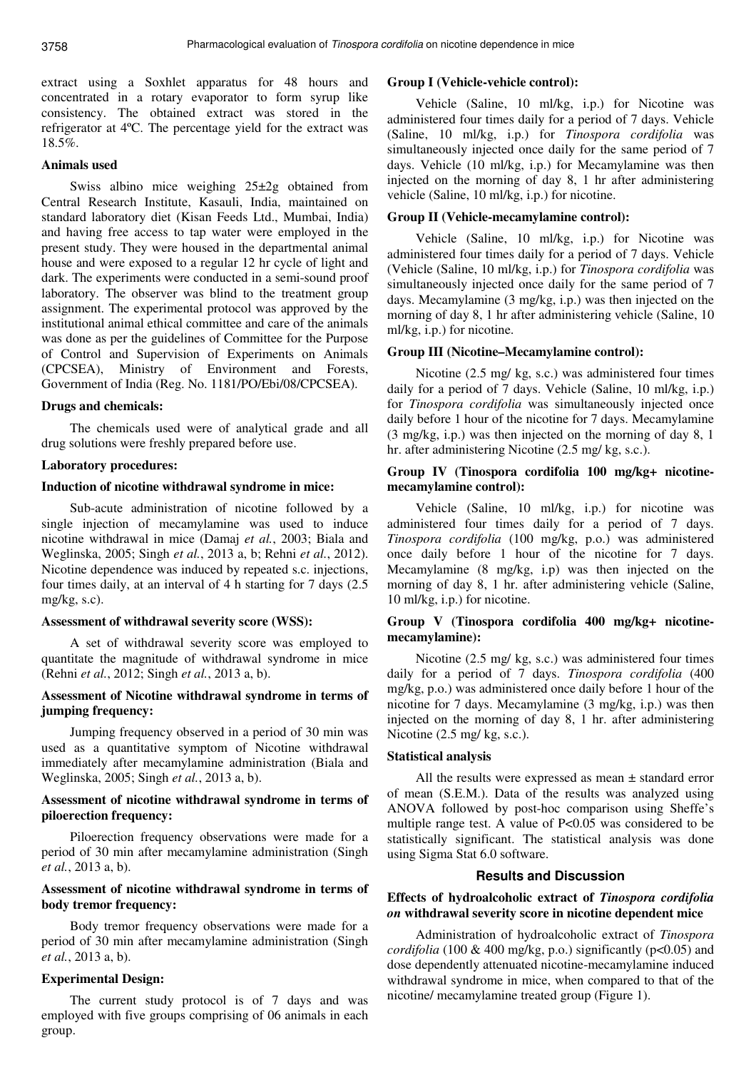extract using a Soxhlet apparatus for 48 hours and concentrated in a rotary evaporator to form syrup like consistency. The obtained extract was stored in the refrigerator at 4ºC. The percentage yield for the extract was 18.5%.

### Animals used

Swiss albino mice weighing 25±2g obtained from Central Research Institute, Kasauli, India, maintained on standard laboratory diet (Kisan Feeds Ltd., Mumbai, India) and having free access to tap water were employed in the present study. They were housed in the departmental animal house and were exposed to a regular 12 hr cycle of light and dark. The experiments were conducted in a semi-sound proof laboratory. The observer was blind to the treatment group assignment. The experimental protocol was approved by the institutional animal ethical committee and care of the animals was done as per the guidelines of Committee for the Purpose of Control and Supervision of Experiments on Animals (CPCSEA), Ministry of Environment and Forests, Government of India (Reg. No. 1181/PO/Ebi/08/CPCSEA).

### Drugs and chemicals:

The chemicals used were of analytical grade and all drug solutions were freshly prepared before use.

### Laboratory procedures:

### Induction of nicotine withdrawal syndrome in mice:

Sub-acute administration of nicotine followed by a single injection of mecamylamine was used to induce nicotine withdrawal in mice (Damaj *et al.*, 2003; Biala and Weglinska, 2005; Singh *et al.*, 2013 a, b; Rehni *et al.*, 2012). Nicotine dependence was induced by repeated s.c. injections, four times daily, at an interval of 4 h starting for 7 days (2.5 mg/kg, s.c).

### Assessment of withdrawal severity score (WSS):

A set of withdrawal severity score was employed to quantitate the magnitude of withdrawal syndrome in mice (Rehni *et al.*, 2012; Singh *et al.*, 2013 a, b).

### Assessment of Nicotine withdrawal syndrome in terms of jumping frequency:

Jumping frequency observed in a period of 30 min was used as a quantitative symptom of Nicotine withdrawal immediately after mecamylamine administration (Biala and Weglinska, 2005; Singh *et al.*, 2013 a, b).

### Assessment of nicotine withdrawal syndrome in terms of piloerection frequency:

Piloerection frequency observations were made for a period of 30 min after mecamylamine administration (Singh *et al.*, 2013 a, b).

### Assessment of nicotine withdrawal syndrome in terms of body tremor frequency:

Body tremor frequency observations were made for a period of 30 min after mecamylamine administration (Singh *et al.*, 2013 a, b).

### Experimental Design:

The current study protocol is of 7 days and was employed with five groups comprising of 06 animals in each group.

### Group I (Vehicle-vehicle control):

Vehicle (Saline, 10 ml/kg, i.p.) for Nicotine was administered four times daily for a period of 7 days. Vehicle (Saline, 10 ml/kg, i.p.) for *Tinospora cordifolia* was simultaneously injected once daily for the same period of 7 days. Vehicle (10 ml/kg, i.p.) for Mecamylamine was then injected on the morning of day 8, 1 hr after administering vehicle (Saline, 10 ml/kg, i.p.) for nicotine.

### Group II (Vehicle-mecamylamine control):

Vehicle (Saline, 10 ml/kg, i.p.) for Nicotine was administered four times daily for a period of 7 days. Vehicle (Vehicle (Saline, 10 ml/kg, i.p.) for *Tinospora cordifolia* was simultaneously injected once daily for the same period of 7 days. Mecamylamine (3 mg/kg, i.p.) was then injected on the morning of day 8, 1 hr after administering vehicle (Saline, 10 ml/kg, i.p.) for nicotine.

### Group III (Nicotine–Mecamylamine control):

Nicotine (2.5 mg/ kg, s.c.) was administered four times daily for a period of 7 days. Vehicle (Saline, 10 ml/kg, i.p.) for *Tinospora cordifolia* was simultaneously injected once daily before 1 hour of the nicotine for 7 days. Mecamylamine (3 mg/kg, i.p.) was then injected on the morning of day 8, 1 hr. after administering Nicotine (2.5 mg/ kg, s.c.).

### Group IV (Tinospora cordifolia 100 mg/kg+ nicotine-mecamylamine control):

Vehicle (Saline, 10 ml/kg, i.p.) for nicotine was administered four times daily for a period of 7 days. *Tinospora cordifolia* (100 mg/kg, p.o.) was administered once daily before 1 hour of the nicotine for 7 days. Mecamylamine (8 mg/kg, i.p) was then injected on the morning of day 8, 1 hr. after administering vehicle (Saline, 10 ml/kg, i.p.) for nicotine.

### Group V (Tinospora cordifolia 400 mg/kg+ nicotine-mecamylamine):

Nicotine (2.5 mg/ kg, s.c.) was administered four times daily for a period of 7 days. *Tinospora cordifolia* (400 mg/kg, p.o.) was administered once daily before 1 hour of the nicotine for 7 days. Mecamylamine (3 mg/kg, i.p.) was then injected on the morning of day 8, 1 hr. after administering Nicotine (2.5 mg/ kg, s.c.).

### Statistical analysis

All the results were expressed as mean ± standard error of mean (S.E.M.). Data of the results was analyzed using ANOVA followed by post-hoc comparison using Sheffe's multiple range test. A value of $P<0.05$ was considered to be statistically significant. The statistical analysis was done using Sigma Stat 6.0 software.

## Results and Discussion

### Effects of hydroalcoholic extract of *Tinospora cordifolia on* withdrawal severity score in nicotine dependent mice

Administration of hydroalcoholic extract of *Tinospora cordifolia* (100 & 400 mg/kg, p.o.) significantly ($p<0.05$) and dose dependently attenuated nicotine-mecamylamine induced withdrawal syndrome in mice, when compared to that of the nicotine/ mecamylamine treated group (Figure 1).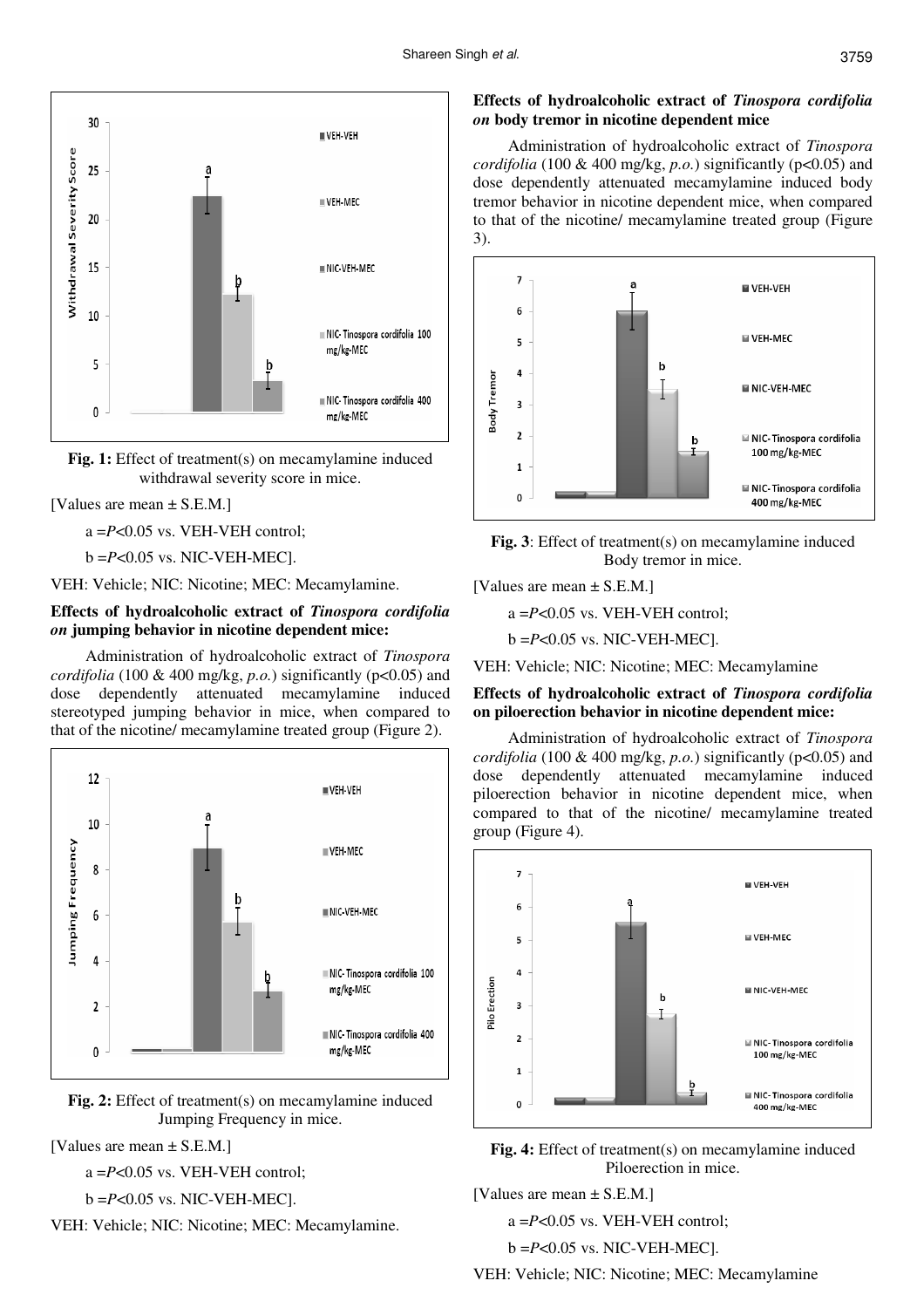Fig. 1: Effect of treatment(s) on mecamylamine induced withdrawal severity score in mice.

[Values are mean ± S.E.M.]

a = $P<0.05$ vs. VEH-VEH control;

b = $P<0.05$ vs. NIC-VEH-MEC].

VEH: Vehicle; NIC: Nicotine; MEC: Mecamylamine.

### Effects of hydroalcoholic extract of *Tinospora cordifolia on* jumping behavior in nicotine dependent mice:

Administration of hydroalcoholic extract of *Tinospora cordifolia* (100 & 400 mg/kg, *p.o.*) significantly ($p<0.05$) and dose dependently attenuated mecamylamine induced stereotyped jumping behavior in mice, when compared to that of the nicotine/ mecamylamine treated group (Figure 2).

Fig. 2: Effect of treatment(s) on mecamylamine induced Jumping Frequency in mice.

[Values are mean ± S.E.M.]

a = $P<0.05$ vs. VEH-VEH control;

b = $P<0.05$ vs. NIC-VEH-MEC].

VEH: Vehicle; NIC: Nicotine; MEC: Mecamylamine.

### Effects of hydroalcoholic extract of *Tinospora cordifolia on* body tremor in nicotine dependent mice

Administration of hydroalcoholic extract of *Tinospora cordifolia* (100 & 400 mg/kg, *p.o.*) significantly ($p<0.05$) and dose dependently attenuated mecamylamine induced body tremor behavior in nicotine dependent mice, when compared to that of the nicotine/ mecamylamine treated group (Figure 3).

Fig. 3: Effect of treatment(s) on mecamylamine induced Body tremor in mice.

[Values are mean ± S.E.M.]

a = $P<0.05$ vs. VEH-VEH control;

b = $P<0.05$ vs. NIC-VEH-MEC].

VEH: Vehicle; NIC: Nicotine; MEC: Mecamylamine

### Effects of hydroalcoholic extract of *Tinospora cordifolia* on piloerection behavior in nicotine dependent mice:

Administration of hydroalcoholic extract of *Tinospora cordifolia* (100 & 400 mg/kg, *p.o.*) significantly ($p<0.05$) and dose dependently attenuated mecamylamine induced piloerection behavior in nicotine dependent mice, when compared to that of the nicotine/ mecamylamine treated group (Figure 4).

Fig. 4: Effect of treatment(s) on mecamylamine induced Piloerection in mice.

[Values are mean ± S.E.M.]

a = $P<0.05$ vs. VEH-VEH control;

b = $P<0.05$ vs. NIC-VEH-MEC].

VEH: Vehicle; NIC: Nicotine; MEC: Mecamylamine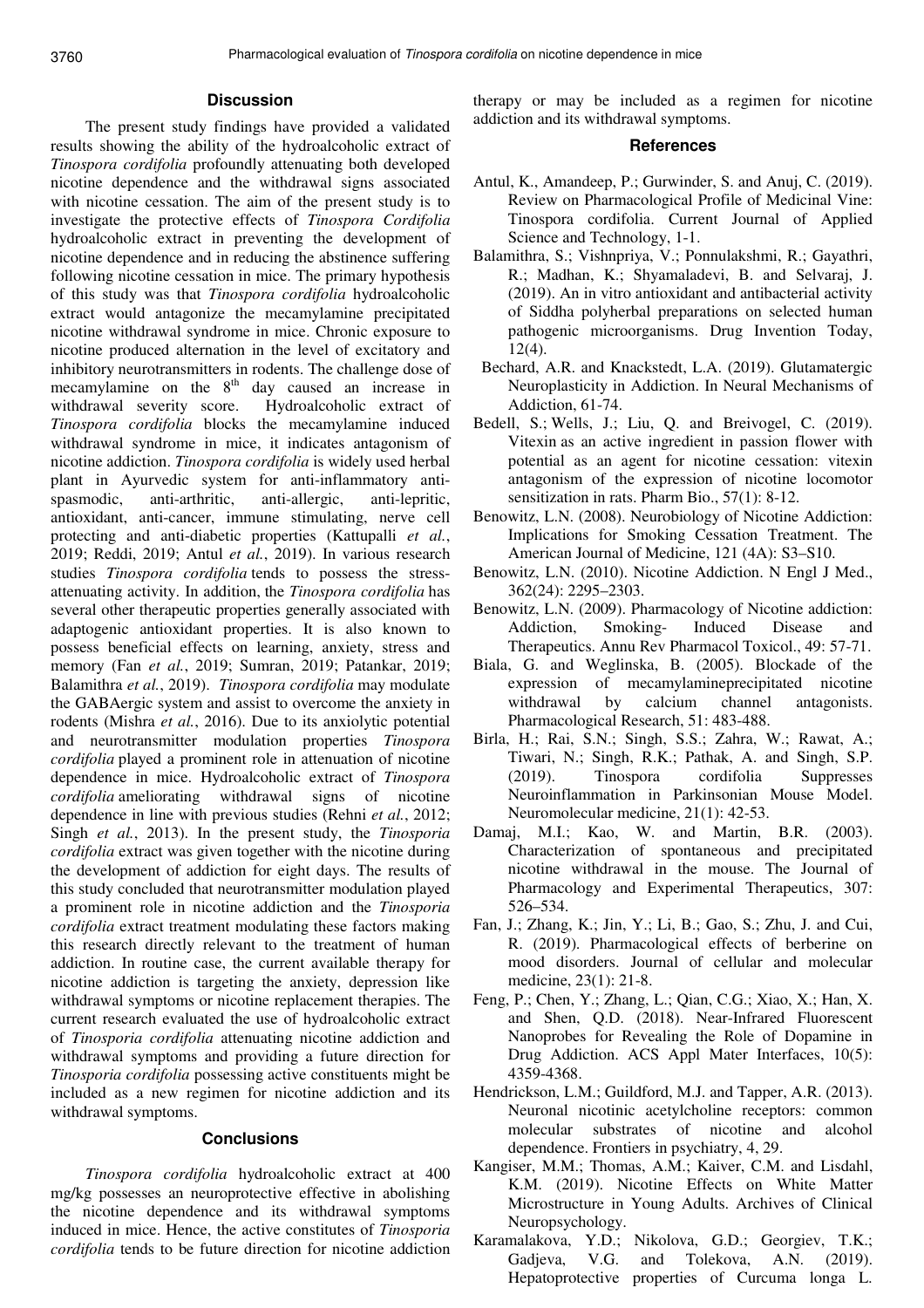## Discussion

The present study findings have provided a validated results showing the ability of the hydroalcoholic extract of *Tinospora cordifolia* profoundly attenuating both developed nicotine dependence and the withdrawal signs associated with nicotine cessation. The aim of the present study is to investigate the protective effects of *Tinospora Cordifolia* hydroalcoholic extract in preventing the development of nicotine dependence and in reducing the abstinence suffering following nicotine cessation in mice. The primary hypothesis of this study was that *Tinospora cordifolia* hydroalcoholic extract would antagonize the mecamylamine precipitated nicotine withdrawal syndrome in mice. Chronic exposure to nicotine produced alternation in the level of excitatory and inhibitory neurotransmitters in rodents. The challenge dose of mecamylamine on the 8[th] day caused an increase in withdrawal severity score. Hydroalcoholic extract of *Tinospora cordifolia* blocks the mecamylamine induced withdrawal syndrome in mice, it indicates antagonism of nicotine addiction. *Tinospora cordifolia* is widely used herbal plant in Ayurvedic system for anti-inflammatory anti-spasmodic, anti-arthritic, anti-allergic, anti-lepritic, antioxidant, anti-cancer, immune stimulating, nerve cell protecting and anti-diabetic properties (Kattupalli *et al.*, 2019; Reddi, 2019; Antul *et al.*, 2019). In various research studies *Tinospora cordifolia* tends to possess the stress-attenuating activity. In addition, the *Tinospora cordifolia* has several other therapeutic properties generally associated with adaptogenic antioxidant properties. It is also known to possess beneficial effects on learning, anxiety, stress and memory (Fan *et al.*, 2019; Sumran, 2019; Patankar, 2019; Balamithra *et al.*, 2019). *Tinospora cordifolia* may modulate the GABAergic system and assist to overcome the anxiety in rodents (Mishra *et al.*, 2016). Due to its anxiolytic potential and neurotransmitter modulation properties *Tinospora cordifolia* played a prominent role in attenuation of nicotine dependence in mice. Hydroalcoholic extract of *Tinospora cordifolia* ameliorating withdrawal signs of nicotine dependence in line with previous studies (Rehni *et al.*, 2012; Singh *et al.*, 2013). In the present study, the *Tinosporia cordifolia* extract was given together with the nicotine during the development of addiction for eight days. The results of this study concluded that neurotransmitter modulation played a prominent role in nicotine addiction and the *Tinosporia cordifolia* extract treatment modulating these factors making this research directly relevant to the treatment of human addiction. In routine case, the current available therapy for nicotine addiction is targeting the anxiety, depression like withdrawal symptoms or nicotine replacement therapies. The current research evaluated the use of hydroalcoholic extract of *Tinosporia cordifolia* attenuating nicotine addiction and withdrawal symptoms and providing a future direction for *Tinosporia cordifolia* possessing active constituents might be included as a new regimen for nicotine addiction and its withdrawal symptoms.

## Conclusions

*Tinospora cordifolia* hydroalcoholic extract at 400 mg/kg possesses an neuroprotective effective in abolishing the nicotine dependence and its withdrawal symptoms induced in mice. Hence, the active constitutes of *Tinosporia cordifolia* tends to be future direction for nicotine addiction therapy or may be included as a regimen for nicotine addiction and its withdrawal symptoms.

## References

Antul, K., Amandeep, P.; Gurwinder, S. and Anuj, C. (2019). Review on Pharmacological Profile of Medicinal Vine: Tinospora cordifolia. Current Journal of Applied Science and Technology, 1-1.

Balamithra, S.; Vishnpriya, V.; Ponnulakshmi, R.; Gayathri, R.; Madhan, K.; Shyamaladevi, B. and Selvaraj, J. (2019). An in vitro antioxidant and antibacterial activity of Siddha polyherbal preparations on selected human pathogenic microorganisms. Drug Invention Today, 12(4).

Bechard, A.R. and Knackstedt, L.A. (2019). Glutamatergic Neuroplasticity in Addiction. In Neural Mechanisms of Addiction, 61-74.

Bedell, S.; Wells, J.; Liu, Q. and Breivogel, C. (2019). Vitexin as an active ingredient in passion flower with potential as an agent for nicotine cessation: vitexin antagonism of the expression of nicotine locomotor sensitization in rats. Pharm Bio., 57(1): 8-12.

Benowitz, L.N. (2008). Neurobiology of Nicotine Addiction: Implications for Smoking Cessation Treatment. The American Journal of Medicine, 121 (4A): S3–S10.

Benowitz, L.N. (2010). Nicotine Addiction. N Engl J Med., 362(24): 2295–2303.

Benowitz, L.N. (2009). Pharmacology of Nicotine addiction: Addiction, Smoking- Induced Disease and Therapeutics. Annu Rev Pharmacol Toxicol., 49: 57-71.

Biala, G. and Weglinska, B. (2005). Blockade of the expression of mecamylamineprecipitated nicotine withdrawal by calcium channel antagonists. Pharmacological Research, 51: 483-488.

Birla, H.; Rai, S.N.; Singh, S.S.; Zahra, W.; Rawat, A.; Tiwari, N.; Singh, R.K.; Pathak, A. and Singh, S.P. (2019). Tinospora cordifolia Suppresses Neuroinflammation in Parkinsonian Mouse Model. Neuromolecular medicine, 21(1): 42-53.

Damaj, M.I.; Kao, W. and Martin, B.R. (2003). Characterization of spontaneous and precipitated nicotine withdrawal in the mouse. The Journal of Pharmacology and Experimental Therapeutics, 307: 526–534.

Fan, J.; Zhang, K.; Jin, Y.; Li, B.; Gao, S.; Zhu, J. and Cui, R. (2019). Pharmacological effects of berberine on mood disorders. Journal of cellular and molecular medicine, 23(1): 21-8.

Feng, P.; Chen, Y.; Zhang, L.; Qian, C.G.; Xiao, X.; Han, X. and Shen, Q.D. (2018). Near-Infrared Fluorescent Nanoprobes for Revealing the Role of Dopamine in Drug Addiction. ACS Appl Mater Interfaces, 10(5): 4359-4368.

Hendrickson, L.M.; Guildford, M.J. and Tapper, A.R. (2013). Neuronal nicotinic acetylcholine receptors: common molecular substrates of nicotine and alcohol dependence. Frontiers in psychiatry, 4, 29.

Kangiser, M.M.; Thomas, A.M.; Kaiver, C.M. and Lisdahl, K.M. (2019). Nicotine Effects on White Matter Microstructure in Young Adults. Archives of Clinical Neuropsychology.

Karamalakova, Y.D.; Nikolova, G.D.; Georgiev, T.K.; Gadjeva, V.G. and Tolekova, A.N. (2019). Hepatoprotective properties of Curcuma longa L.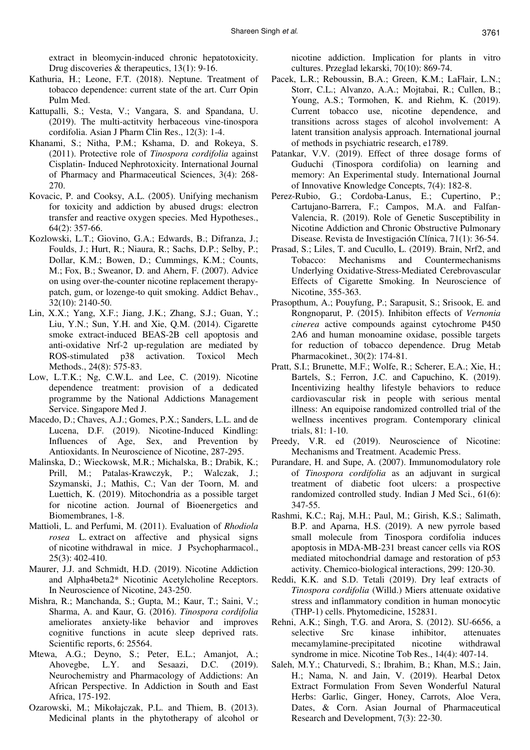extract in bleomycin-induced chronic hepatotoxicity. Drug discoveries & therapeutics, 13(1): 9-16.

Kathuria, H.; Leone, F.T. (2018). Neptune. Treatment of tobacco dependence: current state of the art. Curr Opin Pulm Med.

Kattupalli, S.; Vesta, V.; Vangara, S. and Spandana, U. (2019). The multi-actitvity herbaceous vine-tinospora cordifolia. Asian J Pharm Clin Res., 12(3): 1-4.

Khanami, S.; Nitha, P.M.; Kshama, D. and Rokeya, S. (2011). Protective role of *Tinospora cordifolia* against Cisplatin- Induced Nephrotoxicity. International Journal of Pharmacy and Pharmaceutical Sciences, 3(4): 268-270.

Kovacic, P. and Cooksy, A.L. (2005). Unifying mechanism for toxicity and addiction by abused drugs: electron transfer and reactive oxygen species. Med Hypotheses., 64(2): 357-66.

Kozlowski, L.T.; Giovino, G.A.; Edwards, B.; Difranza, J.; Foulds, J.; Hurt, R.; Niaura, R.; Sachs, D.P.; Selby, P.; Dollar, K.M.; Bowen, D.; Cummings, K.M.; Counts, M.; Fox, B.; Sweanor, D. and Ahern, F. (2007). Advice on using over-the-counter nicotine replacement therapy-patch, gum, or lozenge-to quit smoking. Addict Behav., 32(10): 2140-50.

Lin, X.X.; Yang, X.F.; Jiang, J.K.; Zhang, S.J.; Guan, Y.; Liu, Y.N.; Sun, Y.H. and Xie, Q.M. (2014). Cigarette smoke extract-induced BEAS-2B cell apoptosis and anti-oxidative Nrf-2 up-regulation are mediated by ROS-stimulated p38 activation. Toxicol Mech Methods., 24(8): 575-83.

Low, L.T.K.; Ng, C.W.L. and Lee, C. (2019). Nicotine dependence treatment: provision of a dedicated programme by the National Addictions Management Service. Singapore Med J.

Macedo, D.; Chaves, A.J.; Gomes, P.X.; Sanders, L.L. and de Lucena, D.F. (2019). Nicotine-Induced Kindling: Influences of Age, Sex, and Prevention by Antioxidants. In Neuroscience of Nicotine, 287-295.

Malinska, D.; Wieckowsk, M.R.; Michalska, B.; Drabik, K.; Prill, M.; Patalas-Krawczyk, P.; Walczak, J.; Szymanski, J.; Mathis, C.; Van der Toorn, M. and Luettich, K. (2019). Mitochondria as a possible target for nicotine action. Journal of Bioenergetics and Biomembranes, 1-8.

Mattioli, L. and Perfumi, M. (2011). Evaluation of *Rhodiola rosea* L. extract on affective and physical signs of nicotine withdrawal in mice. J Psychopharmacol., 25(3): 402-410.

Maurer, J.J. and Schmidt, H.D. (2019). Nicotine Addiction and Alpha4beta2* Nicotinic Acetylcholine Receptors. In Neuroscience of Nicotine, 243-250.

Mishra, R.; Manchanda, S.; Gupta, M.; Kaur, T.; Saini, V.; Sharma, A. and Kaur, G. (2016). *Tinospora cordifolia* ameliorates anxiety-like behavior and improves cognitive functions in acute sleep deprived rats. Scientific reports, 6: 25564.

Mtewa, A.G.; Deyno, S.; Peter, E.L.; Amanjot, A.; Ahovegbe, L.Y. and Sesaazi, D.C. (2019). Neurochemistry and Pharmacology of Addictions: An African Perspective. In Addiction in South and East Africa, 175-192.

Ozarowski, M.; Mikołajczak, P.L. and Thiem, B. (2013). Medicinal plants in the phytotherapy of alcohol or nicotine addiction. Implication for plants in vitro cultures. Przeglad lekarski, 70(10): 869-74.

Pacek, L.R.; Reboussin, B.A.; Green, K.M.; LaFlair, L.N.; Storr, C.L.; Alvanzo, A.A.; Mojtabai, R.; Cullen, B.; Young, A.S.; Tormohen, K. and Riehm, K. (2019). Current tobacco use, nicotine dependence, and transitions across stages of alcohol involvement: A latent transition analysis approach. International journal of methods in psychiatric research, e1789.

Patankar, V.V. (2019). Effect of three dosage forms of Guduchi (Tinospora cordifolia) on learning and memory: An Experimental study. International Journal of Innovative Knowledge Concepts, 7(4): 182-8.

Perez-Rubio, G.; Cordoba-Lanus, E.; Cupertino, P.; Cartujano-Barrera, F.; Campos, M.A. and Falfan-Valencia, R. (2019). Role of Genetic Susceptibility in Nicotine Addiction and Chronic Obstructive Pulmonary Disease. Revista de Investigación Clínica, 71(1): 36-54.

Prasad, S.; Liles, T. and Cucullo, L. (2019). Brain, Nrf2, and Tobacco: Mechanisms and Countermechanisms Underlying Oxidative-Stress-Mediated Cerebrovascular Effects of Cigarette Smoking. In Neuroscience of Nicotine, 355-363.

Prasopthum, A.; Pouyfung, P.; Sarapusit, S.; Srisook, E. and Rongnoparut, P. (2015). Inhibiton effects of *Vernonia cinerea* active compounds against cytochrome P450 2A6 and human monoamine oxidase, possible targets for reduction of tobacco dependence. Drug Metab Pharmacokinet., 30(2): 174-81.

Pratt, S.I.; Brunette, M.F.; Wolfe, R.; Scherer, E.A.; Xie, H.; Bartels, S.; Ferron, J.C. and Capuchino, K. (2019). Incentivizing healthy lifestyle behaviors to reduce cardiovascular risk in people with serious mental illness: An equipoise randomized controlled trial of the wellness incentives program. Contemporary clinical trials, 81: 1-10.

Preedy, V.R. ed (2019). Neuroscience of Nicotine: Mechanisms and Treatment. Academic Press.

Purandare, H. and Supe, A. (2007). Immunomodulatory role of *Tinospora cordifolia* as an adjuvant in surgical treatment of diabetic foot ulcers: a prospective randomized controlled study. Indian J Med Sci., 61(6): 347-55.

Rashmi, K.C.; Raj, M.H.; Paul, M.; Girish, K.S.; Salimath, B.P. and Aparna, H.S. (2019). A new pyrrole based small molecule from Tinospora cordifolia induces apoptosis in MDA-MB-231 breast cancer cells via ROS mediated mitochondrial damage and restoration of p53 activity. Chemico-biological interactions, 299: 120-30.

Reddi, K.K. and S.D. Tetali (2019). Dry leaf extracts of *Tinospora cordifolia* (Willd.) Miers attenuate oxidative stress and inflammatory condition in human monocytic (THP-1) cells. Phytomedicine, 152831.

Rehni, A.K.; Singh, T.G. and Arora, S. (2012). SU-6656, a selective Src kinase inhibitor, attenuates mecamylamine-precipitated nicotine withdrawal syndrome in mice. Nicotine Tob Res., 14(4): 407-14.

Saleh, M.Y.; Chaturvedi, S.; Ibrahim, B.; Khan, M.S.; Jain, H.; Nama, N. and Jain, V. (2019). Hearbal Detox Extract Formulation From Seven Wonderful Natural Herbs: Garlic, Ginger, Honey, Carrots, Aloe Vera, Dates, & Corn. Asian Journal of Pharmaceutical Research and Development, 7(3): 22-30.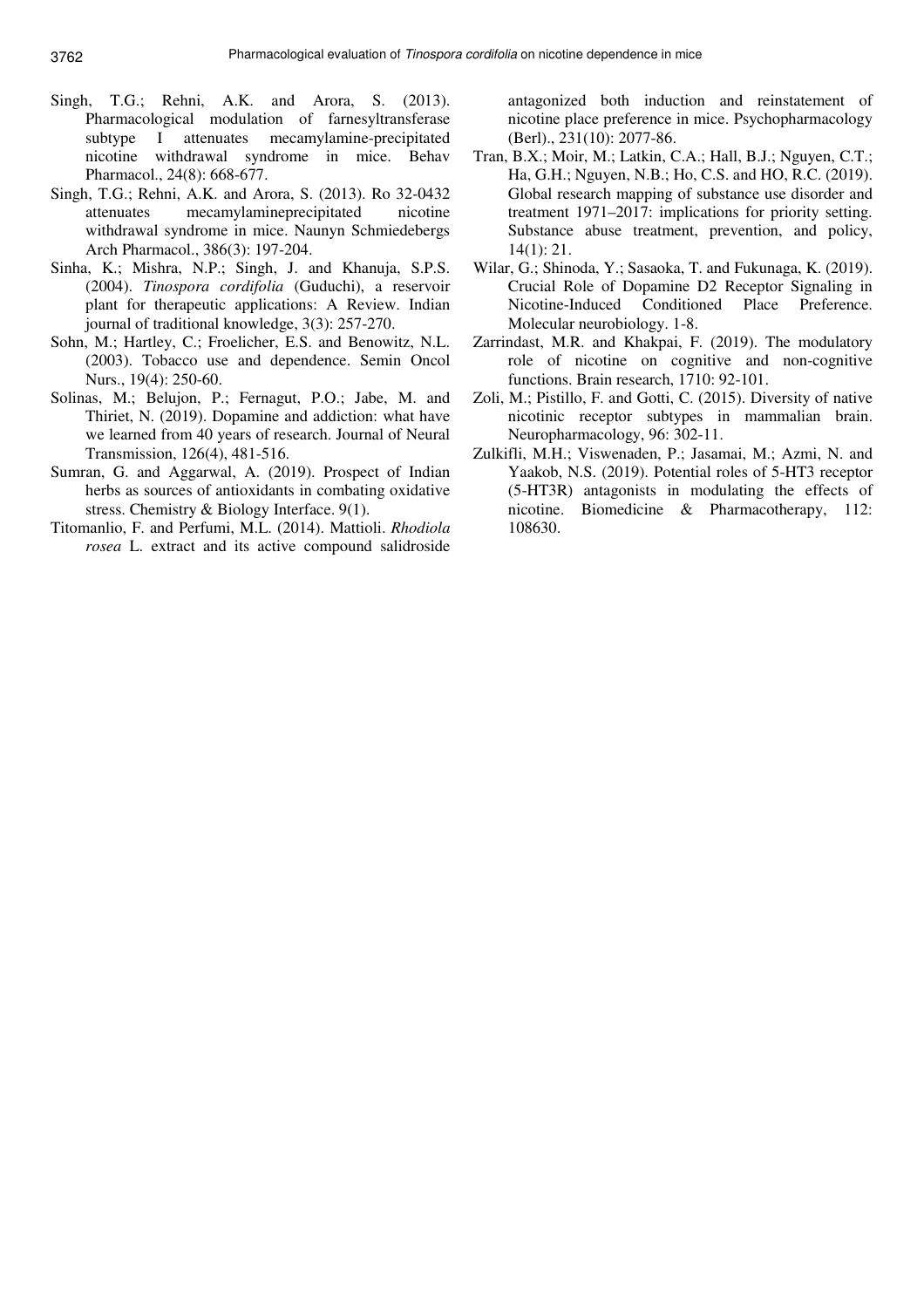Singh, T.G.; Rehni, A.K. and Arora, S. (2013). Pharmacological modulation of farnesyltransferase subtype I attenuates mecamylamine-precipitated nicotine withdrawal syndrome in mice. Behav Pharmacol., 24(8): 668-677.

Singh, T.G.; Rehni, A.K. and Arora, S. (2013). Ro 32-0432 attenuates mecamylamineprecipitated nicotine withdrawal syndrome in mice. Naunyn Schmiedebergs Arch Pharmacol., 386(3): 197-204.

Sinha, K.; Mishra, N.P.; Singh, J. and Khanuja, S.P.S. (2004). *Tinospora cordifolia* (Guduchi), a reservoir plant for therapeutic applications: A Review. Indian journal of traditional knowledge, 3(3): 257-270.

Sohn, M.; Hartley, C.; Froelicher, E.S. and Benowitz, N.L. (2003). Tobacco use and dependence. Semin Oncol Nurs., 19(4): 250-60.

Solinas, M.; Belujon, P.; Fernagut, P.O.; Jabe, M. and Thiriet, N. (2019). Dopamine and addiction: what have we learned from 40 years of research. Journal of Neural Transmission, 126(4), 481-516.

Sumran, G. and Aggarwal, A. (2019). Prospect of Indian herbs as sources of antioxidants in combating oxidative stress. Chemistry & Biology Interface. 9(1).

Titomanlio, F. and Perfumi, M.L. (2014). Mattioli. *Rhodiola rosea* L. extract and its active compound salidroside antagonized both induction and reinstatement of nicotine place preference in mice. Psychopharmacology (Berl)., 231(10): 2077-86.

Tran, B.X.; Moir, M.; Latkin, C.A.; Hall, B.J.; Nguyen, C.T.; Ha, G.H.; Nguyen, N.B.; Ho, C.S. and HO, R.C. (2019). Global research mapping of substance use disorder and treatment 1971–2017: implications for priority setting. Substance abuse treatment, prevention, and policy, 14(1): 21.

Wilar, G.; Shinoda, Y.; Sasaoka, T. and Fukunaga, K. (2019). Crucial Role of Dopamine D2 Receptor Signaling in Nicotine-Induced Conditioned Place Preference. Molecular neurobiology. 1-8.

Zarrindast, M.R. and Khakpai, F. (2019). The modulatory role of nicotine on cognitive and non-cognitive functions. Brain research, 1710: 92-101.

Zoli, M.; Pistillo, F. and Gotti, C. (2015). Diversity of native nicotinic receptor subtypes in mammalian brain. Neuropharmacology, 96: 302-11.

Zulkifli, M.H.; Viswenaden, P.; Jasamai, M.; Azmi, N. and Yaakob, N.S. (2019). Potential roles of 5-HT3 receptor (5-HT3R) antagonists in modulating the effects of nicotine. Biomedicine & Pharmacotherapy, 112: 108630.